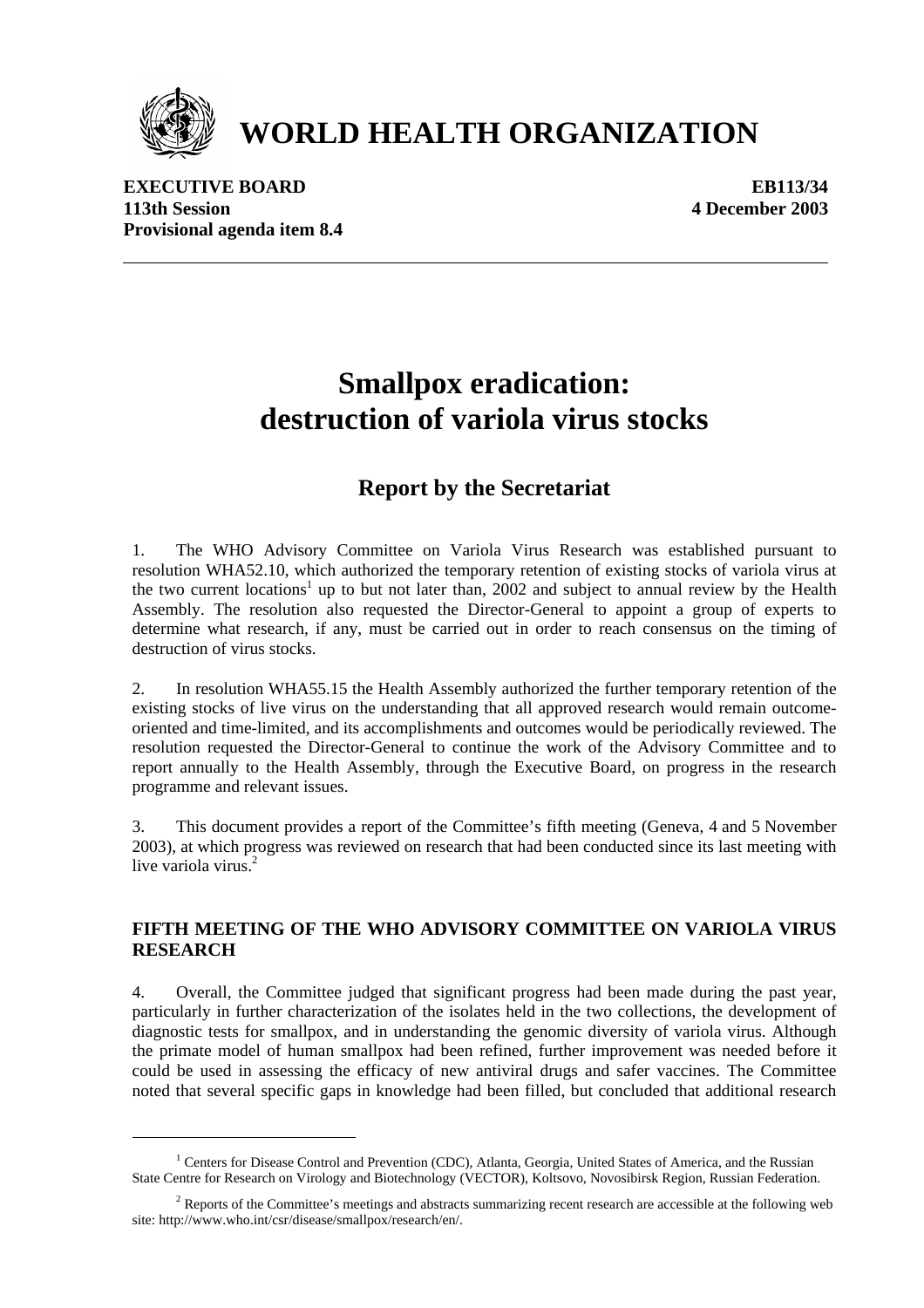# WORLD HEALTH ORGANIZATION

**EXECUTIVE BOARD** **EB113/34**
**113th Session** **4 December 2003**
**Provisional agenda item 8.4**

# Smallpox eradication: destruction of variola virus stocks

## Report by the Secretariat

1. The WHO Advisory Committee on Variola Virus Research was established pursuant to resolution WHA52.10, which authorized the temporary retention of existing stocks of variola virus at the two current locations[1] up to but not later than, 2002 and subject to annual review by the Health Assembly. The resolution also requested the Director-General to appoint a group of experts to determine what research, if any, must be carried out in order to reach consensus on the timing of destruction of virus stocks.

2. In resolution WHA55.15 the Health Assembly authorized the further temporary retention of the existing stocks of live virus on the understanding that all approved research would remain outcome-oriented and time-limited, and its accomplishments and outcomes would be periodically reviewed. The resolution requested the Director-General to continue the work of the Advisory Committee and to report annually to the Health Assembly, through the Executive Board, on progress in the research programme and relevant issues.

3. This document provides a report of the Committee's fifth meeting (Geneva, 4 and 5 November 2003), at which progress was reviewed on research that had been conducted since its last meeting with live variola virus.[2]

### FIFTH MEETING OF THE WHO ADVISORY COMMITTEE ON VARIOLA VIRUS RESEARCH

4. Overall, the Committee judged that significant progress had been made during the past year, particularly in further characterization of the isolates held in the two collections, the development of diagnostic tests for smallpox, and in understanding the genomic diversity of variola virus. Although the primate model of human smallpox had been refined, further improvement was needed before it could be used in assessing the efficacy of new antiviral drugs and safer vaccines. The Committee noted that several specific gaps in knowledge had been filled, but concluded that additional research

[1] Centers for Disease Control and Prevention (CDC), Atlanta, Georgia, United States of America, and the Russian State Centre for Research on Virology and Biotechnology (VECTOR), Koltsovo, Novosibirsk Region, Russian Federation.

[2] Reports of the Committee's meetings and abstracts summarizing recent research are accessible at the following web site: http://www.who.int/csr/disease/smallpox/research/en/.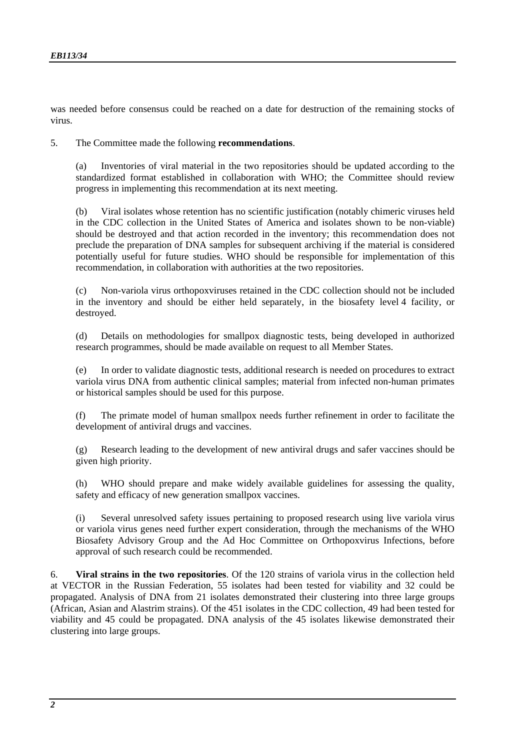was needed before consensus could be reached on a date for destruction of the remaining stocks of virus.

5. The Committee made the following **recommendations**.

(a) Inventories of viral material in the two repositories should be updated according to the standardized format established in collaboration with WHO; the Committee should review progress in implementing this recommendation at its next meeting.

(b) Viral isolates whose retention has no scientific justification (notably chimeric viruses held in the CDC collection in the United States of America and isolates shown to be non-viable) should be destroyed and that action recorded in the inventory; this recommendation does not preclude the preparation of DNA samples for subsequent archiving if the material is considered potentially useful for future studies. WHO should be responsible for implementation of this recommendation, in collaboration with authorities at the two repositories.

(c) Non-variola virus orthopoxviruses retained in the CDC collection should not be included in the inventory and should be either held separately, in the biosafety level 4 facility, or destroyed.

(d) Details on methodologies for smallpox diagnostic tests, being developed in authorized research programmes, should be made available on request to all Member States.

(e) In order to validate diagnostic tests, additional research is needed on procedures to extract variola virus DNA from authentic clinical samples; material from infected non-human primates or historical samples should be used for this purpose.

(f) The primate model of human smallpox needs further refinement in order to facilitate the development of antiviral drugs and vaccines.

(g) Research leading to the development of new antiviral drugs and safer vaccines should be given high priority.

(h) WHO should prepare and make widely available guidelines for assessing the quality, safety and efficacy of new generation smallpox vaccines.

(i) Several unresolved safety issues pertaining to proposed research using live variola virus or variola virus genes need further expert consideration, through the mechanisms of the WHO Biosafety Advisory Group and the Ad Hoc Committee on Orthopoxvirus Infections, before approval of such research could be recommended.

6. **Viral strains in the two repositories**. Of the 120 strains of variola virus in the collection held at VECTOR in the Russian Federation, 55 isolates had been tested for viability and 32 could be propagated. Analysis of DNA from 21 isolates demonstrated their clustering into three large groups (African, Asian and Alastrim strains). Of the 451 isolates in the CDC collection, 49 had been tested for viability and 45 could be propagated. DNA analysis of the 45 isolates likewise demonstrated their clustering into large groups.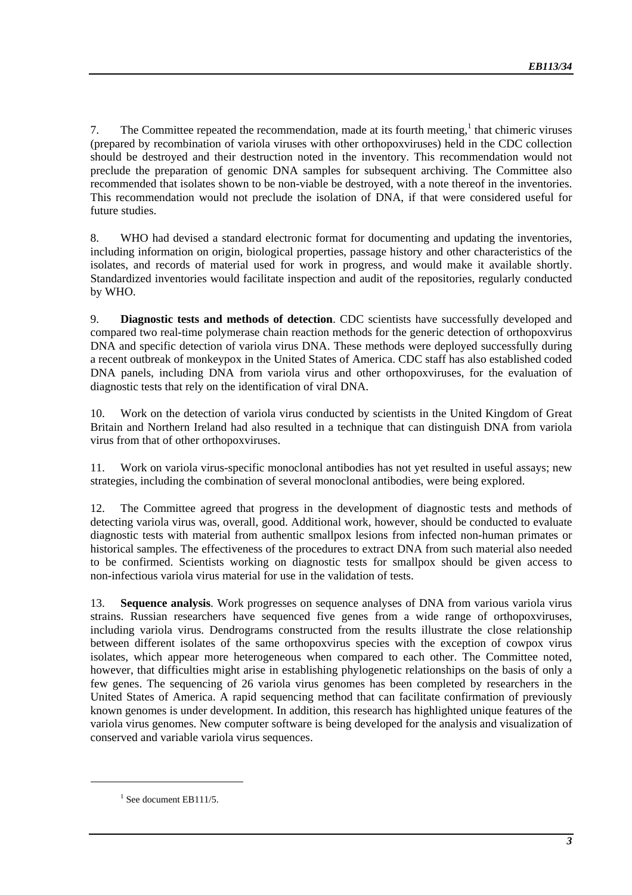7. The Committee repeated the recommendation, made at its fourth meeting,[1] that chimeric viruses (prepared by recombination of variola viruses with other orthopoxviruses) held in the CDC collection should be destroyed and their destruction noted in the inventory. This recommendation would not preclude the preparation of genomic DNA samples for subsequent archiving. The Committee also recommended that isolates shown to be non-viable be destroyed, with a note thereof in the inventories. This recommendation would not preclude the isolation of DNA, if that were considered useful for future studies.

8. WHO had devised a standard electronic format for documenting and updating the inventories, including information on origin, biological properties, passage history and other characteristics of the isolates, and records of material used for work in progress, and would make it available shortly. Standardized inventories would facilitate inspection and audit of the repositories, regularly conducted by WHO.

9. **Diagnostic tests and methods of detection**. CDC scientists have successfully developed and compared two real-time polymerase chain reaction methods for the generic detection of orthopoxvirus DNA and specific detection of variola virus DNA. These methods were deployed successfully during a recent outbreak of monkeypox in the United States of America. CDC staff has also established coded DNA panels, including DNA from variola virus and other orthopoxviruses, for the evaluation of diagnostic tests that rely on the identification of viral DNA.

10. Work on the detection of variola virus conducted by scientists in the United Kingdom of Great Britain and Northern Ireland had also resulted in a technique that can distinguish DNA from variola virus from that of other orthopoxviruses.

11. Work on variola virus-specific monoclonal antibodies has not yet resulted in useful assays; new strategies, including the combination of several monoclonal antibodies, were being explored.

12. The Committee agreed that progress in the development of diagnostic tests and methods of detecting variola virus was, overall, good. Additional work, however, should be conducted to evaluate diagnostic tests with material from authentic smallpox lesions from infected non-human primates or historical samples. The effectiveness of the procedures to extract DNA from such material also needed to be confirmed. Scientists working on diagnostic tests for smallpox should be given access to non-infectious variola virus material for use in the validation of tests.

13. **Sequence analysis**. Work progresses on sequence analyses of DNA from various variola virus strains. Russian researchers have sequenced five genes from a wide range of orthopoxviruses, including variola virus. Dendrograms constructed from the results illustrate the close relationship between different isolates of the same orthopoxvirus species with the exception of cowpox virus isolates, which appear more heterogeneous when compared to each other. The Committee noted, however, that difficulties might arise in establishing phylogenetic relationships on the basis of only a few genes. The sequencing of 26 variola virus genomes has been completed by researchers in the United States of America. A rapid sequencing method that can facilitate confirmation of previously known genomes is under development. In addition, this research has highlighted unique features of the variola virus genomes. New computer software is being developed for the analysis and visualization of conserved and variable variola virus sequences.

[1] See document EB111/5.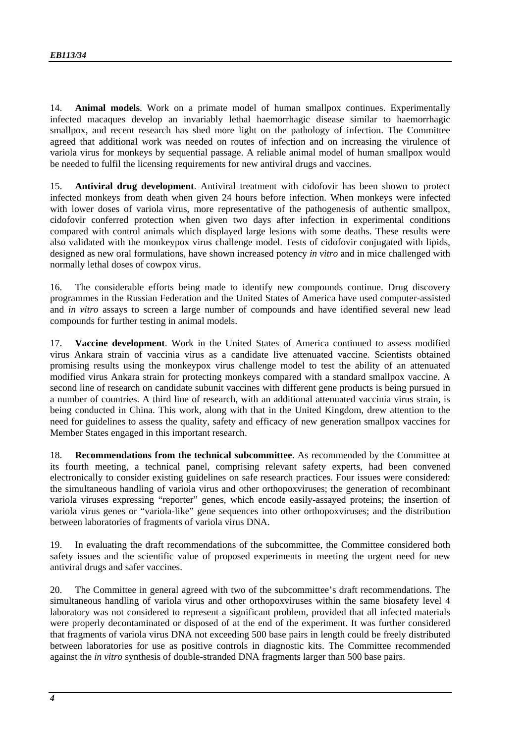14. **Animal models**. Work on a primate model of human smallpox continues. Experimentally infected macaques develop an invariably lethal haemorrhagic disease similar to haemorrhagic smallpox, and recent research has shed more light on the pathology of infection. The Committee agreed that additional work was needed on routes of infection and on increasing the virulence of variola virus for monkeys by sequential passage. A reliable animal model of human smallpox would be needed to fulfil the licensing requirements for new antiviral drugs and vaccines.

15. **Antiviral drug development**. Antiviral treatment with cidofovir has been shown to protect infected monkeys from death when given 24 hours before infection. When monkeys were infected with lower doses of variola virus, more representative of the pathogenesis of authentic smallpox, cidofovir conferred protection when given two days after infection in experimental conditions compared with control animals which displayed large lesions with some deaths. These results were also validated with the monkeypox virus challenge model. Tests of cidofovir conjugated with lipids, designed as new oral formulations, have shown increased potency *in vitro* and in mice challenged with normally lethal doses of cowpox virus.

16. The considerable efforts being made to identify new compounds continue. Drug discovery programmes in the Russian Federation and the United States of America have used computer-assisted and *in vitro* assays to screen a large number of compounds and have identified several new lead compounds for further testing in animal models.

17. **Vaccine development**. Work in the United States of America continued to assess modified virus Ankara strain of vaccinia virus as a candidate live attenuated vaccine. Scientists obtained promising results using the monkeypox virus challenge model to test the ability of an attenuated modified virus Ankara strain for protecting monkeys compared with a standard smallpox vaccine. A second line of research on candidate subunit vaccines with different gene products is being pursued in a number of countries. A third line of research, with an additional attenuated vaccinia virus strain, is being conducted in China. This work, along with that in the United Kingdom, drew attention to the need for guidelines to assess the quality, safety and efficacy of new generation smallpox vaccines for Member States engaged in this important research.

18. **Recommendations from the technical subcommittee**. As recommended by the Committee at its fourth meeting, a technical panel, comprising relevant safety experts, had been convened electronically to consider existing guidelines on safe research practices. Four issues were considered: the simultaneous handling of variola viruses and other orthopoxviruses; the generation of recombinant variola viruses expressing "reporter" genes, which encode easily-assayed proteins; the insertion of variola virus genes or "variola-like" gene sequences into other orthopoxviruses; and the distribution between laboratories of fragments of variola virus DNA.

19. In evaluating the draft recommendations of the subcommittee, the Committee considered both safety issues and the scientific value of proposed experiments in meeting the urgent need for new antiviral drugs and safer vaccines.

20. The Committee in general agreed with two of the subcommittee's draft recommendations. The simultaneous handling of variola virus and other orthopoxviruses within the same biosafety level 4 laboratory was not considered to represent a significant problem, provided that all infected materials were properly decontaminated or disposed of at the end of the experiment. It was further considered that fragments of variola virus DNA not exceeding 500 base pairs in length could be freely distributed between laboratories for use as positive controls in diagnostic kits. The Committee recommended against the *in vitro* synthesis of double-stranded DNA fragments larger than 500 base pairs.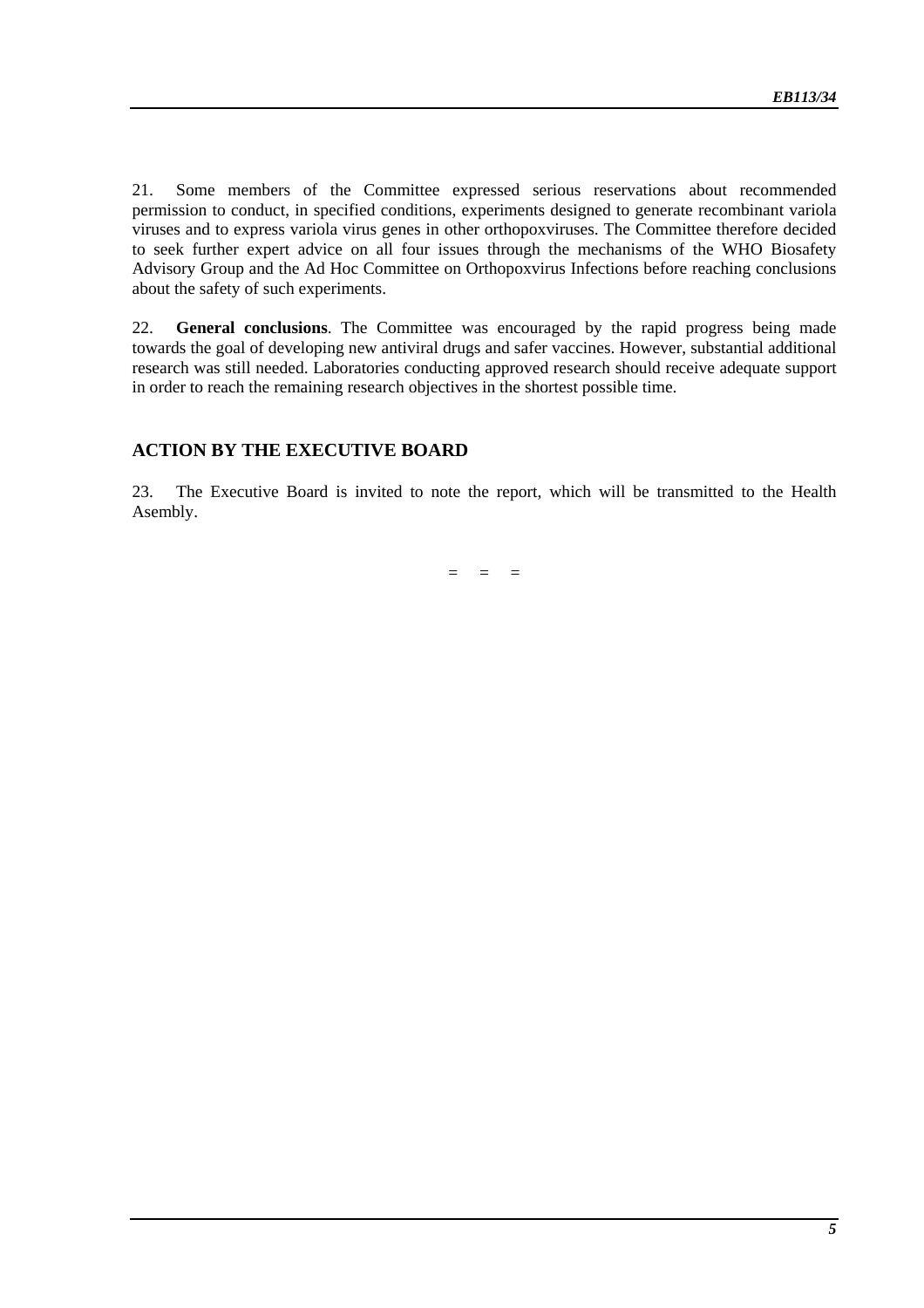21. Some members of the Committee expressed serious reservations about recommended permission to conduct, in specified conditions, experiments designed to generate recombinant variola viruses and to express variola virus genes in other orthopoxviruses. The Committee therefore decided to seek further expert advice on all four issues through the mechanisms of the WHO Biosafety Advisory Group and the Ad Hoc Committee on Orthopoxvirus Infections before reaching conclusions about the safety of such experiments.

22. **General conclusions**. The Committee was encouraged by the rapid progress being made towards the goal of developing new antiviral drugs and safer vaccines. However, substantial additional research was still needed. Laboratories conducting approved research should receive adequate support in order to reach the remaining research objectives in the shortest possible time.

## ACTION BY THE EXECUTIVE BOARD

23. The Executive Board is invited to note the report, which will be transmitted to the Health Asembly.

= = =